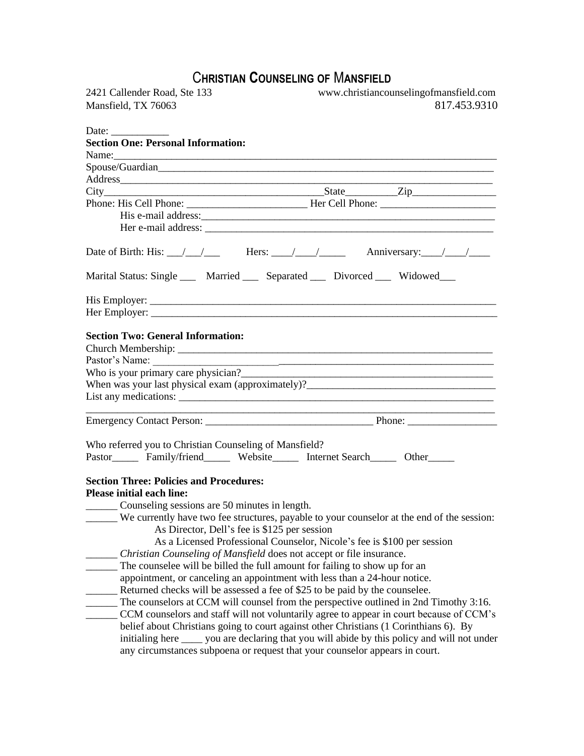# Christian Counseling of Mansfield

2421 Callender Road, Ste 133
Mansfield, TX 76063

www.christiancounselingofmansfield.com
817.453.9310

Date: ___________

**Section One: Personal Information:**

Name:___________________________________________________________________________

Spouse/Guardian_________________________________________________________________

Address_________________________________________________________________________

City__________________________________________State_________Zip________________

Phone: His Cell Phone: ______________________ Her Cell Phone: ______________________

His e-mail address:_________________________________________________________

Her e-mail address: _________________________________________________________

Date of Birth: His: ___/___/___ Hers: ____/____/_____ Anniversary:____/____/____

Marital Status: Single ___ Married ___ Separated ___ Divorced ___ Widowed___

His Employer: ___________________________________________________________________

Her Employer: ___________________________________________________________________

**Section Two: General Information:**

Church Membership: ______________________________________________________________

Pastor's Name: __________________________________________________________________

Who is your primary care physician?_______________________________________________

When was your last physical exam (approximately)?__________________________________

List any medications: _____________________________________________________________

_______________________________________________________________________________

Emergency Contact Person: ________________________________ Phone: _________________

Who referred you to Christian Counseling of Mansfield?

Pastor_____ Family/friend_____ Website_____ Internet Search_____ Other_____

**Section Three: Policies and Procedures:**

**Please initial each line:**

______ Counseling sessions are 50 minutes in length.

______ We currently have two fee structures, payable to your counselor at the end of the session:

As Director, Dell's fee is $125 per session

As a Licensed Professional Counselor, Nicole's fee is $100 per session

______ *Christian Counseling of Mansfield* does not accept or file insurance.

______ The counselee will be billed the full amount for failing to show up for an appointment, or canceling an appointment with less than a 24-hour notice.

______ Returned checks will be assessed a fee of $25 to be paid by the counselee.

______ The counselors at CCM will counsel from the perspective outlined in 2nd Timothy 3:16.

______ CCM counselors and staff will not voluntarily agree to appear in court because of CCM's belief about Christians going to court against other Christians (1 Corinthians 6). By initialing here ____ you are declaring that you will abide by this policy and will not under any circumstances subpoena or request that your counselor appears in court.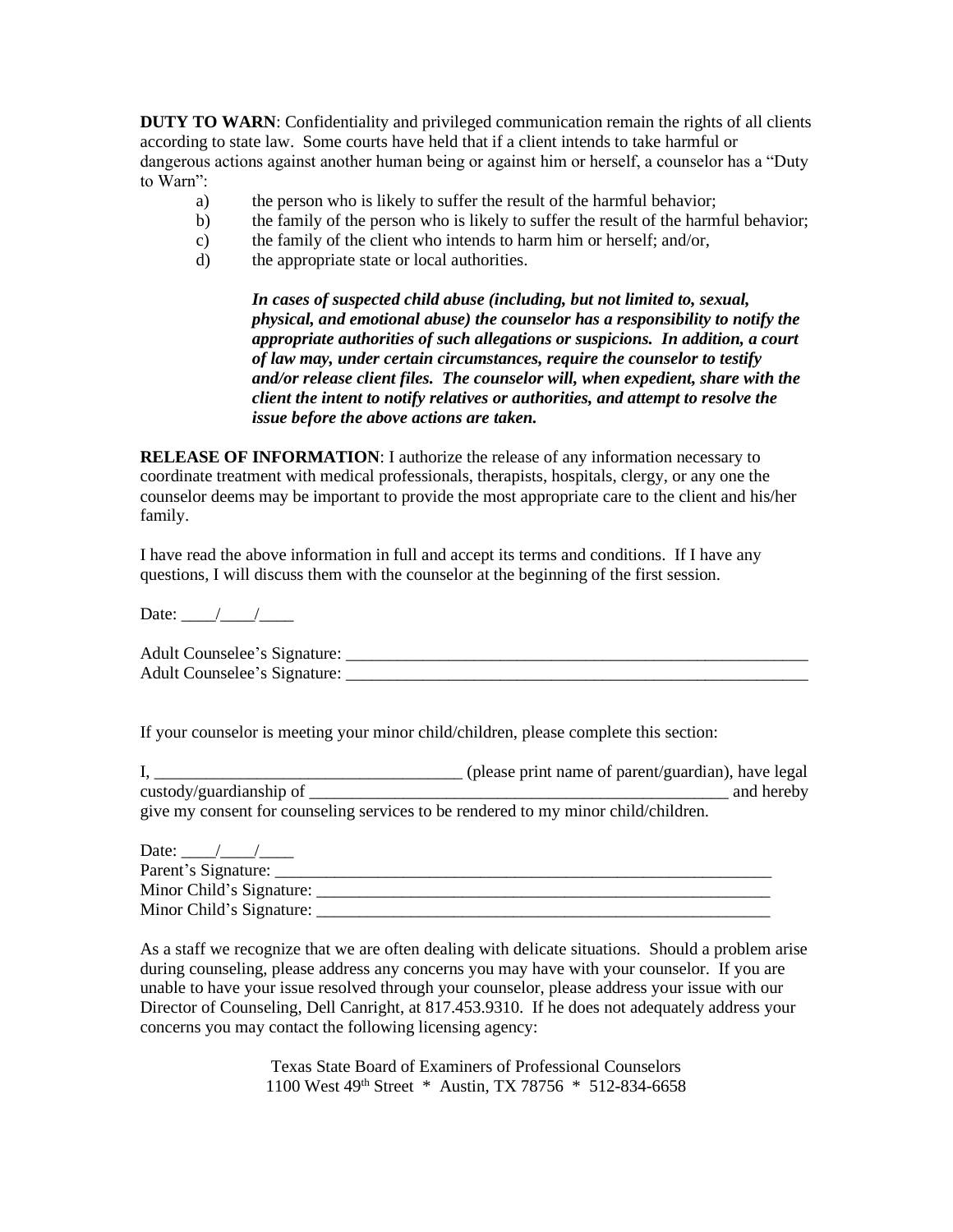**DUTY TO WARN**: Confidentiality and privileged communication remain the rights of all clients according to state law. Some courts have held that if a client intends to take harmful or dangerous actions against another human being or against him or herself, a counselor has a "Duty to Warn":

a) the person who is likely to suffer the result of the harmful behavior;
b) the family of the person who is likely to suffer the result of the harmful behavior;
c) the family of the client who intends to harm him or herself; and/or,
d) the appropriate state or local authorities.

> ***In cases of suspected child abuse (including, but not limited to, sexual, physical, and emotional abuse) the counselor has a responsibility to notify the appropriate authorities of such allegations or suspicions. In addition, a court of law may, under certain circumstances, require the counselor to testify and/or release client files. The counselor will, when expedient, share with the client the intent to notify relatives or authorities, and attempt to resolve the issue before the above actions are taken.***

**RELEASE OF INFORMATION**: I authorize the release of any information necessary to coordinate treatment with medical professionals, therapists, hospitals, clergy, or any one the counselor deems may be important to provide the most appropriate care to the client and his/her family.

I have read the above information in full and accept its terms and conditions. If I have any questions, I will discuss them with the counselor at the beginning of the first session.

Date: ____/____/____

Adult Counselee's Signature: ___________________________________________________________
Adult Counselee's Signature: ___________________________________________________________

If your counselor is meeting your minor child/children, please complete this section:

I, ____________________________________ (please print name of parent/guardian), have legal custody/guardianship of ____________________________________________________ and hereby give my consent for counseling services to be rendered to my minor child/children.

Date: ____/____/____
Parent's Signature: ______________________________________________________________
Minor Child's Signature: _________________________________________________________
Minor Child's Signature: _________________________________________________________

As a staff we recognize that we are often dealing with delicate situations. Should a problem arise during counseling, please address any concerns you may have with your counselor. If you are unable to have your issue resolved through your counselor, please address your issue with our Director of Counseling, Dell Canright, at 817.453.9310. If he does not adequately address your concerns you may contact the following licensing agency:

Texas State Board of Examiners of Professional Counselors
1100 West 49th Street * Austin, TX 78756 * 512-834-6658